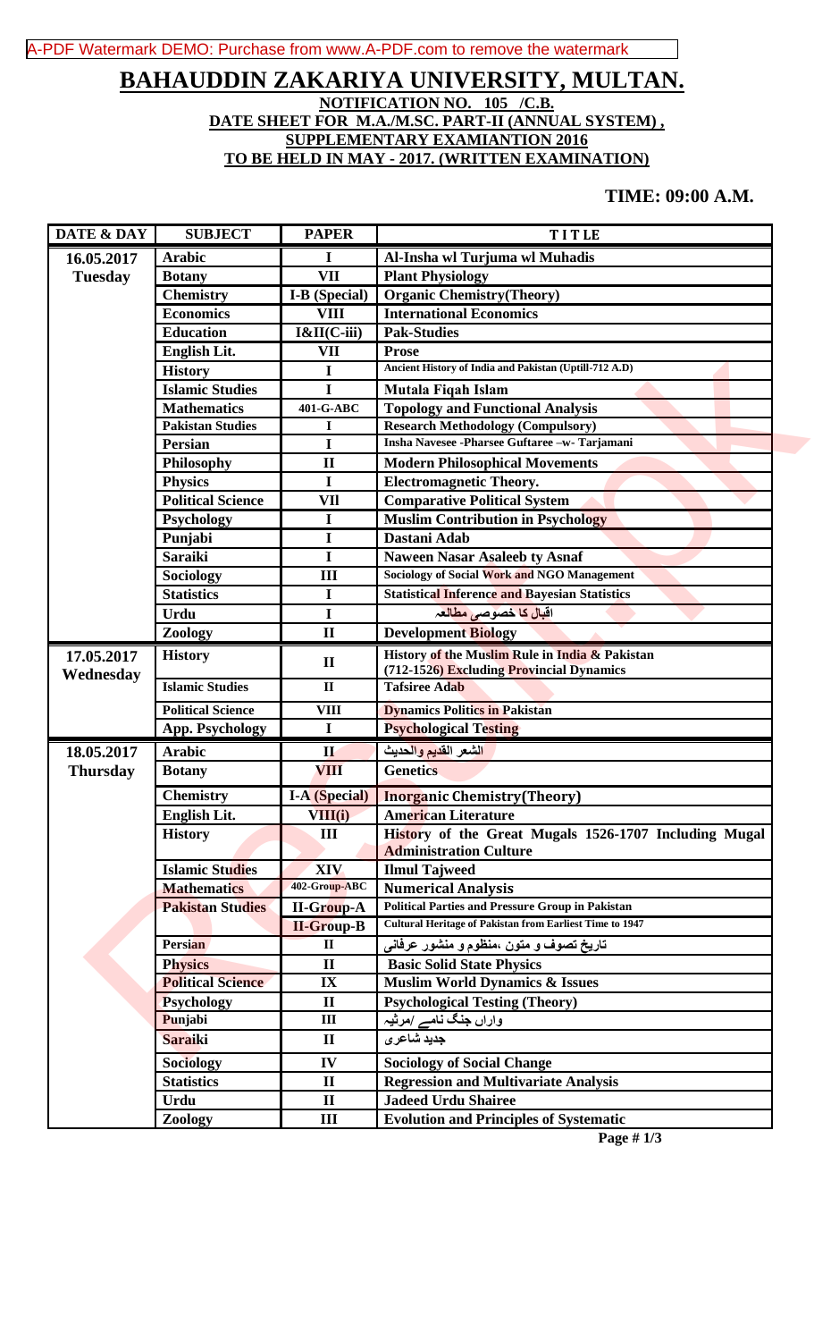# BAHAUDDIN ZAKARIYA UNIVERSITY, MULTAN.

**NOTIFICATION NO. 105 /C.B.**

**DATE SHEET FOR M.A./M.SC. PART-II (ANNUAL SYSTEM) ,**

**SUPPLEMENTARY EXAMIANTION 2016**

**TO BE HELD IN MAY - 2017. (WRITTEN EXAMINATION)**

**TIME: 09:00 A.M.**

| DATE & DAY | SUBJECT | PAPER | TITLE |
|---|---|---|---|
| 16.05.2017 Tuesday | Arabic | I | Al-Insha wl Turjuma wl Muhadis |
| | Botany | VII | Plant Physiology |
| | Chemistry | I-B (Special) | Organic Chemistry(Theory) |
| | Economics | VIII | International Economics |
| | Education | I&II(C-iii) | Pak-Studies |
| | English Lit. | VII | Prose |
| | History | I | Ancient History of India and Pakistan (Uptill-712 A.D) |
| | Islamic Studies | I | Mutala Fiqah Islam |
| | Mathematics | 401-G-ABC | Topology and Functional Analysis |
| | Pakistan Studies | I | Research Methodology (Compulsory) |
| | Persian | I | Insha Navesee -Pharsee Guftaree –w- Tarjamani |
| | Philosophy | II | Modern Philosophical Movements |
| | Physics | I | Electromagnetic Theory. |
| | Political Science | VII | Comparative Political System |
| | Psychology | I | Muslim Contribution in Psychology |
| | Punjabi | I | Dastani Adab |
| | Saraiki | I | Naween Nasar Asaleeb ty Asnaf |
| | Sociology | III | Sociology of Social Work and NGO Management |
| | Statistics | I | Statistical Inference and Bayesian Statistics |
| | Urdu | I | اقبال کا خصوصی مطالعہ |
| | Zoology | II | Development Biology |
| 17.05.2017 Wednesday | History | II | History of the Muslim Rule in India & Pakistan (712-1526) Excluding Provincial Dynamics |
| | Islamic Studies | II | Tafsiree Adab |
| | Political Science | VIII | Dynamics Politics in Pakistan |
| | App. Psychology | I | Psychological Testing |
| 18.05.2017 Thursday | Arabic | II | الشعر القدیم والحدیث |
| | Botany | VIII | Genetics |
| | Chemistry | I-A (Special) | Inorganic Chemistry(Theory) |
| | English Lit. | VIII(i) | American Literature |
| | History | III | History of the Great Mugals 1526-1707 Including Mugal Administration Culture |
| | Islamic Studies | XIV | Ilmul Tajweed |
| | Mathematics | 402-Group-ABC | Numerical Analysis |
| | Pakistan Studies | II-Group-A | Political Parties and Pressure Group in Pakistan |
| | | II-Group-B | Cultural Heritage of Pakistan from Earliest Time to 1947 |
| | Persian | II | تاریخ تصوف و متون ،منظوم و منشور عرفانی |
| | Physics | II | Basic Solid State Physics |
| | Political Science | IX | Muslim World Dynamics & Issues |
| | Psychology | II | Psychological Testing (Theory) |
| | Punjabi | III | واراں جنگ نامے /مرثیہ |
| | Saraiki | II | جدید شاعری |
| | Sociology | IV | Sociology of Social Change |
| | Statistics | II | Regression and Multivariate Analysis |
| | Urdu | II | Jadeed Urdu Shairee |
| | Zoology | III | Evolution and Principles of Systematic |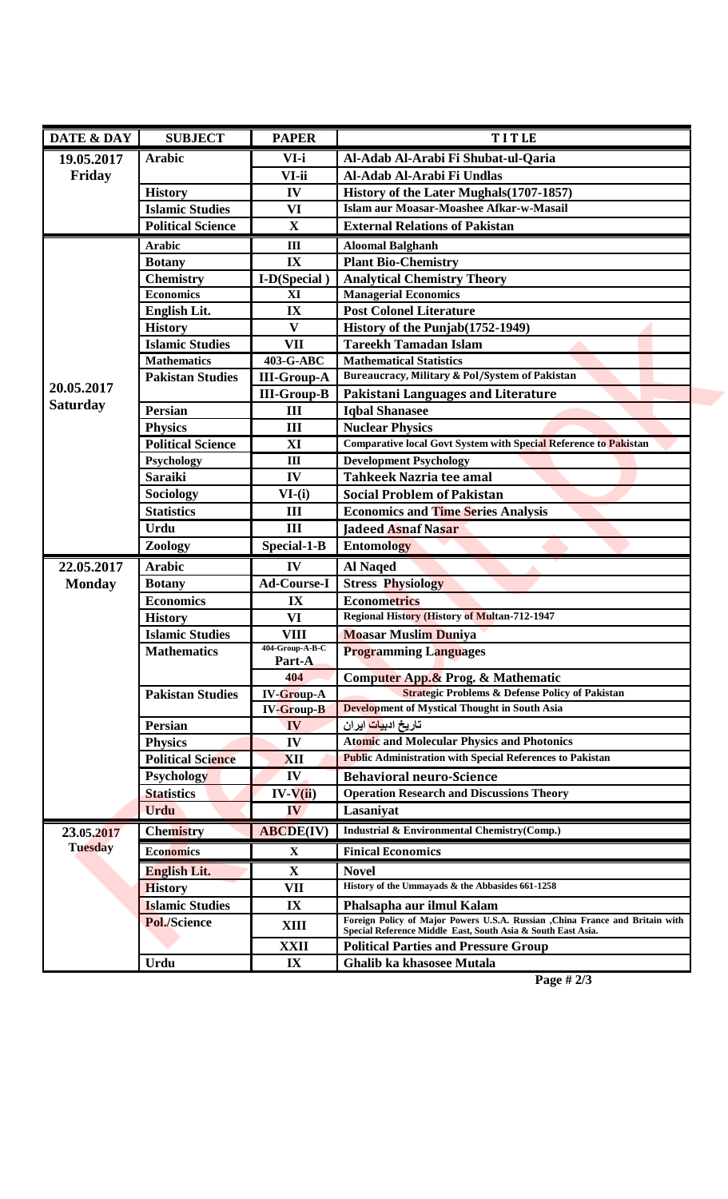| DATE & DAY | SUBJECT | PAPER | TITLE |
|---|---|---|---|
| 19.05.2017 Friday | Arabic | VI-i | Al-Adab Al-Arabi Fi Shubat-ul-Qaria |
| | | VI-ii | Al-Adab Al-Arabi Fi Undlas |
| | History | IV | History of the Later Mughals(1707-1857) |
| | Islamic Studies | VI | Islam aur Moasar-Moashee Afkar-w-Masail |
| | Political Science | X | External Relations of Pakistan |
| 20.05.2017 Saturday | Arabic | III | Aloomal Balghanh |
| | Botany | IX | Plant Bio-Chemistry |
| | Chemistry | I-D(Special ) | Analytical Chemistry Theory |
| | Economics | XI | Managerial Economics |
| | English Lit. | IX | Post Colonel Literature |
| | History | V | History of the Punjab(1752-1949) |
| | Islamic Studies | VII | Tareekh Tamadan Islam |
| | Mathematics | 403-G-ABC | Mathematical Statistics |
| | Pakistan Studies | III-Group-A | Bureaucracy, Military & Pol/System of Pakistan |
| | | III-Group-B | Pakistani Languages and Literature |
| | Persian | III | Iqbal Shanasee |
| | Physics | III | Nuclear Physics |
| | Political Science | XI | Comparative local Govt System with Special Reference to Pakistan |
| | Psychology | III | Development Psychology |
| | Saraiki | IV | Tahkeek Nazria tee amal |
| | Sociology | VI-(i) | Social Problem of Pakistan |
| | Statistics | III | Economics and Time Series Analysis |
| | Urdu | III | Jadeed Asnaf Nasar |
| | Zoology | Special-1-B | Entomology |
| 22.05.2017 Monday | Arabic | IV | Al Naqed |
| | Botany | Ad-Course-I | Stress Physiology |
| | Economics | IX | Econometrics |
| | History | VI | Regional History (History of Multan-712-1947 |
| | Islamic Studies | VIII | Moasar Muslim Duniya |
| | Mathematics | 404-Group-A-B-C Part-A | Programming Languages |
| | | 404 | Computer App.& Prog. & Mathematic |
| | Pakistan Studies | IV-Group-A | Strategic Problems & Defense Policy of Pakistan |
| | | IV-Group-B | Development of Mystical Thought in South Asia |
| | Persian | IV | تاریخ ادبیات ایران |
| | Physics | IV | Atomic and Molecular Physics and Photonics |
| | Political Science | XII | Public Administration with Special References to Pakistan |
| | Psychology | IV | Behavioral neuro-Science |
| | Statistics | IV-V(ii) | Operation Research and Discussions Theory |
| | Urdu | IV | Lasaniyat |
| 23.05.2017 Tuesday | Chemistry | ABCDE(IV) | Industrial & Environmental Chemistry(Comp.) |
| | Economics | X | Finical Economics |
| | English Lit. | X | Novel |
| | History | VII | History of the Ummayads & the Abbasides 661-1258 |
| | Islamic Studies | IX | Phalsapha aur ilmul Kalam |
| | Pol./Science | XIII | Foreign Policy of Major Powers U.S.A. Russian ,China France and Britain with Special Reference Middle East, South Asia & South East Asia. |
| | | XXII | Political Parties and Pressure Group |
| | Urdu | IX | Ghalib ka khasosee Mutala |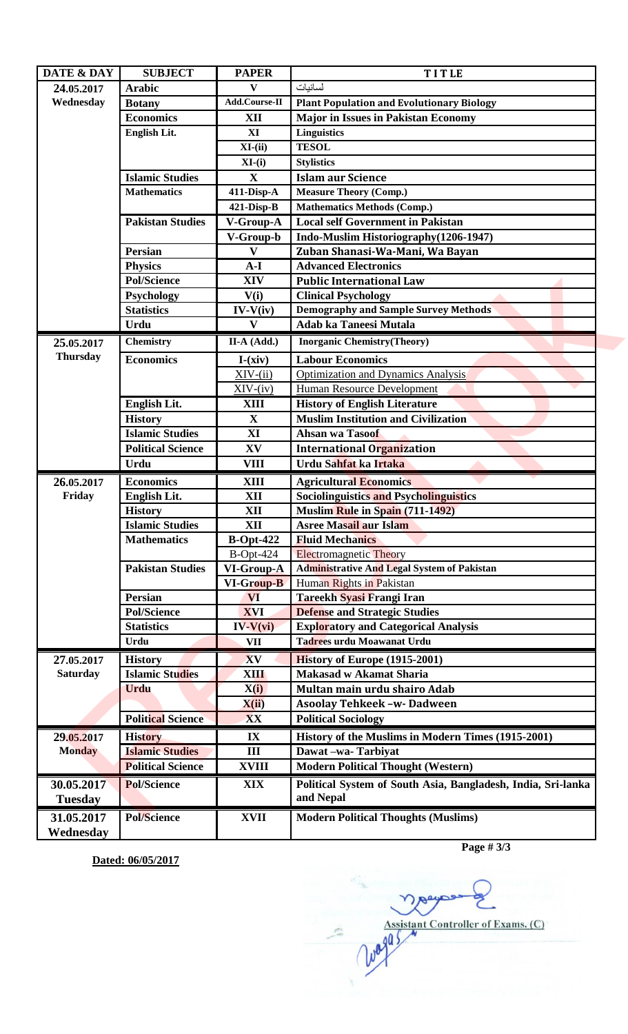| DATE & DAY | SUBJECT | PAPER | TITLE |
|---|---|---|---|
| 24.05.2017 Wednesday | Arabic | V | لسانيات |
| | Botany | Add.Course-II | Plant Population and Evolutionary Biology |
| | Economics | XII | Major in Issues in Pakistan Economy |
| | English Lit. | XI | Linguistics |
| | | XI-(ii) | TESOL |
| | | XI-(i) | Stylistics |
| | Islamic Studies | X | Islam aur Science |
| | Mathematics | 411-Disp-A | Measure Theory (Comp.) |
| | | 421-Disp-B | Mathematics Methods (Comp.) |
| | Pakistan Studies | V-Group-A | Local self Government in Pakistan |
| | | V-Group-b | Indo-Muslim Historiography(1206-1947) |
| | Persian | V | Zuban Shanasi-Wa-Mani, Wa Bayan |
| | Physics | A-I | Advanced Electronics |
| | Pol/Science | XIV | Public International Law |
| | Psychology | V(i) | Clinical Psychology |
| | Statistics | IV-V(iv) | Demography and Sample Survey Methods |
| | Urdu | V | Adab ka Taneesi Mutala |
| 25.05.2017 Thursday | Chemistry | II-A (Add.) | Inorganic Chemistry(Theory) |
| | Economics | I-(xiv) | Labour Economics |
| | | XIV-(ii) | Optimization and Dynamics Analysis |
| | | XIV-(iv) | Human Resource Development |
| | English Lit. | XIII | History of English Literature |
| | History | X | Muslim Institution and Civilization |
| | Islamic Studies | XI | Ahsan wa Tasoof |
| | Political Science | XV | International Organization |
| | Urdu | VIII | Urdu Sahfat ka Irtaka |
| 26.05.2017 Friday | Economics | XIII | Agricultural Economics |
| | English Lit. | XII | Sociolinguistics and Psycholinguistics |
| | History | XII | Muslim Rule in Spain (711-1492) |
| | Islamic Studies | XII | Asree Masail aur Islam |
| | Mathematics | B-Opt-422 | Fluid Mechanics |
| | | B-Opt-424 | Electromagnetic Theory |
| | Pakistan Studies | VI-Group-A | Administrative And Legal System of Pakistan |
| | | VI-Group-B | Human Rights in Pakistan |
| | Persian | VI | Tareekh Syasi Frangi Iran |
| | Pol/Science | XVI | Defense and Strategic Studies |
| | Statistics | IV-V(vi) | Exploratory and Categorical Analysis |
| | Urdu | VII | Tadrees urdu Moawanat Urdu |
| 27.05.2017 Saturday | History | XV | History of Europe (1915-2001) |
| | Islamic Studies | XIII | Makasad w Akamat Sharia |
| | Urdu | X(i) | Multan main urdu shairo Adab |
| | | X(ii) | Asoolay Tehkeek –w- Dadween |
| | Political Science | XX | Political Sociology |
| 29.05.2017 Monday | History | IX | History of the Muslims in Modern Times (1915-2001) |
| | Islamic Studies | III | Dawat –wa- Tarbiyat |
| | Political Science | XVIII | Modern Political Thought (Western) |
| 30.05.2017 Tuesday | Pol/Science | XIX | Political System of South Asia, Bangladesh, India, Sri-lanka and Nepal |
| 31.05.2017 Wednesday | Pol/Science | XVII | Modern Political Thoughts (Muslims) |

**Dated: 06/05/2017**

Assistant Controller of Exams. (C)